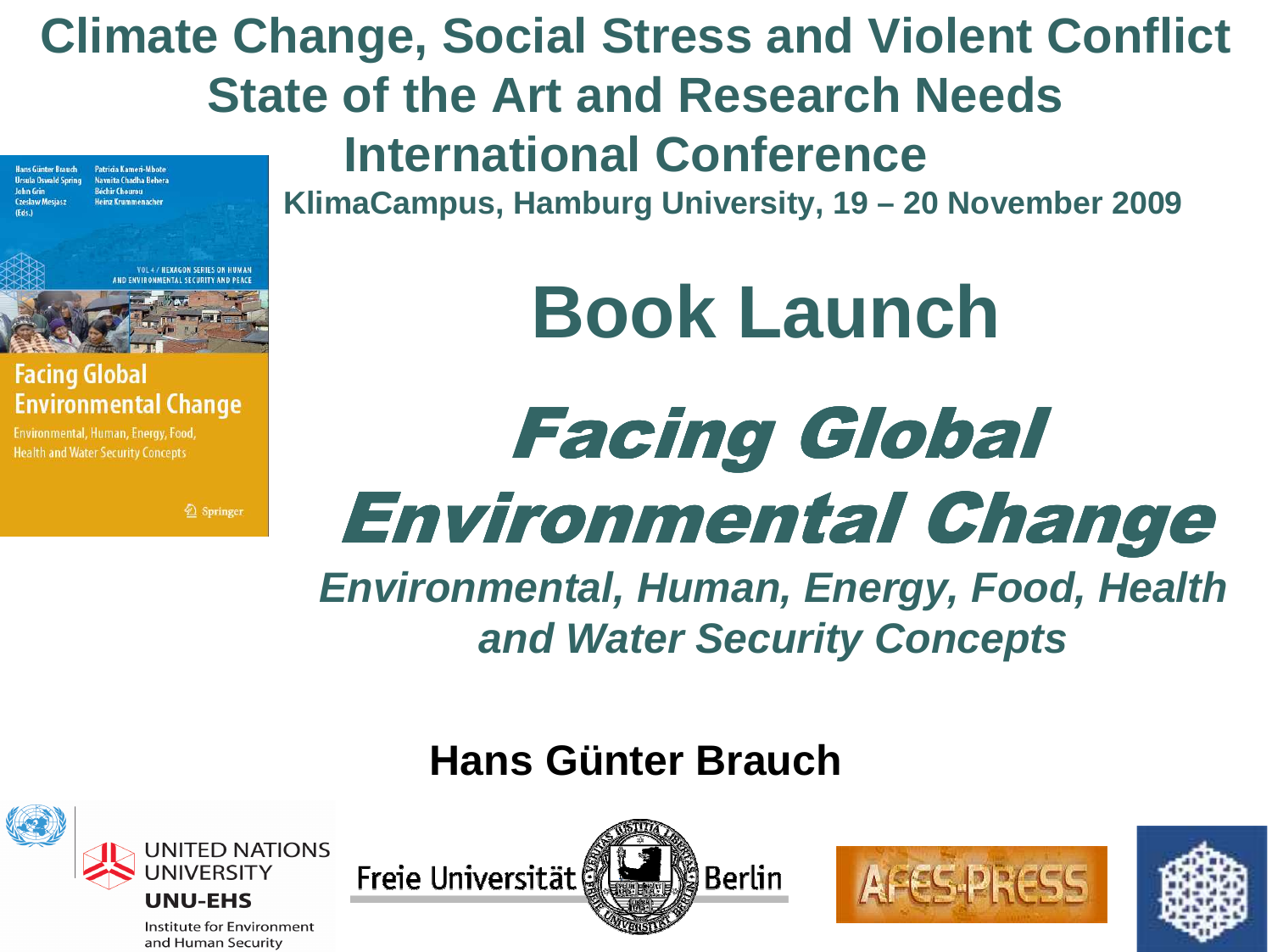# Climate Change, Social Stress and Violent Conflict
## State of the Art and Research Needs
## International Conference

**KlimaCampus, Hamburg University, 19 – 20 November 2009**

# Book Launch

# *Facing Global Environmental Change*

## *Environmental, Human, Energy, Food, Health and Water Security Concepts*

**Hans Günter Brauch**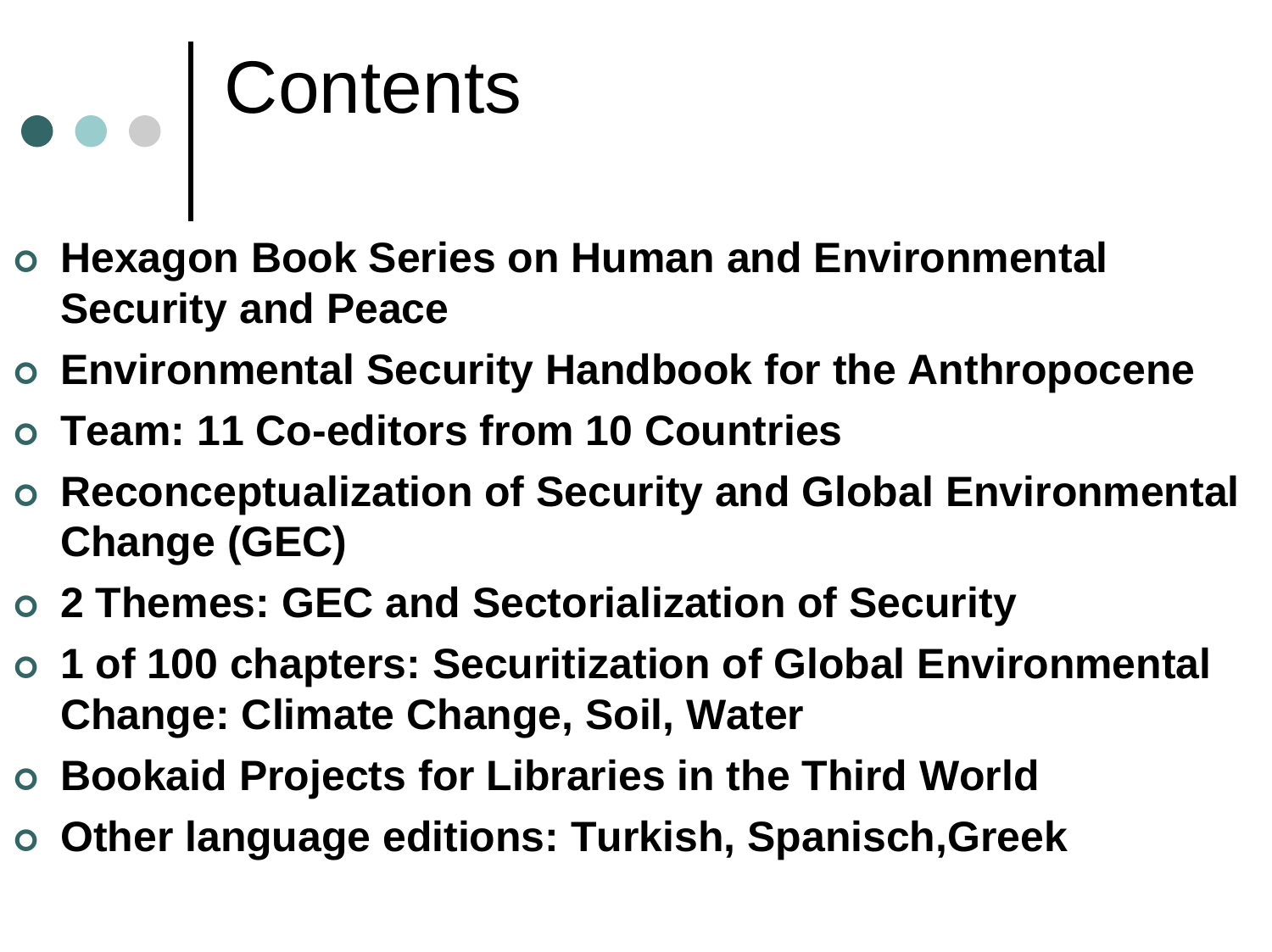# Contents

- **Hexagon Book Series on Human and Environmental Security and Peace**
- **Environmental Security Handbook for the Anthropocene**
- **Team: 11 Co-editors from 10 Countries**
- **Reconceptualization of Security and Global Environmental Change (GEC)**
- **2 Themes: GEC and Sectorialization of Security**
- **1 of 100 chapters: Securitization of Global Environmental Change: Climate Change, Soil, Water**
- **Bookaid Projects for Libraries in the Third World**
- **Other language editions: Turkish, Spanisch,Greek**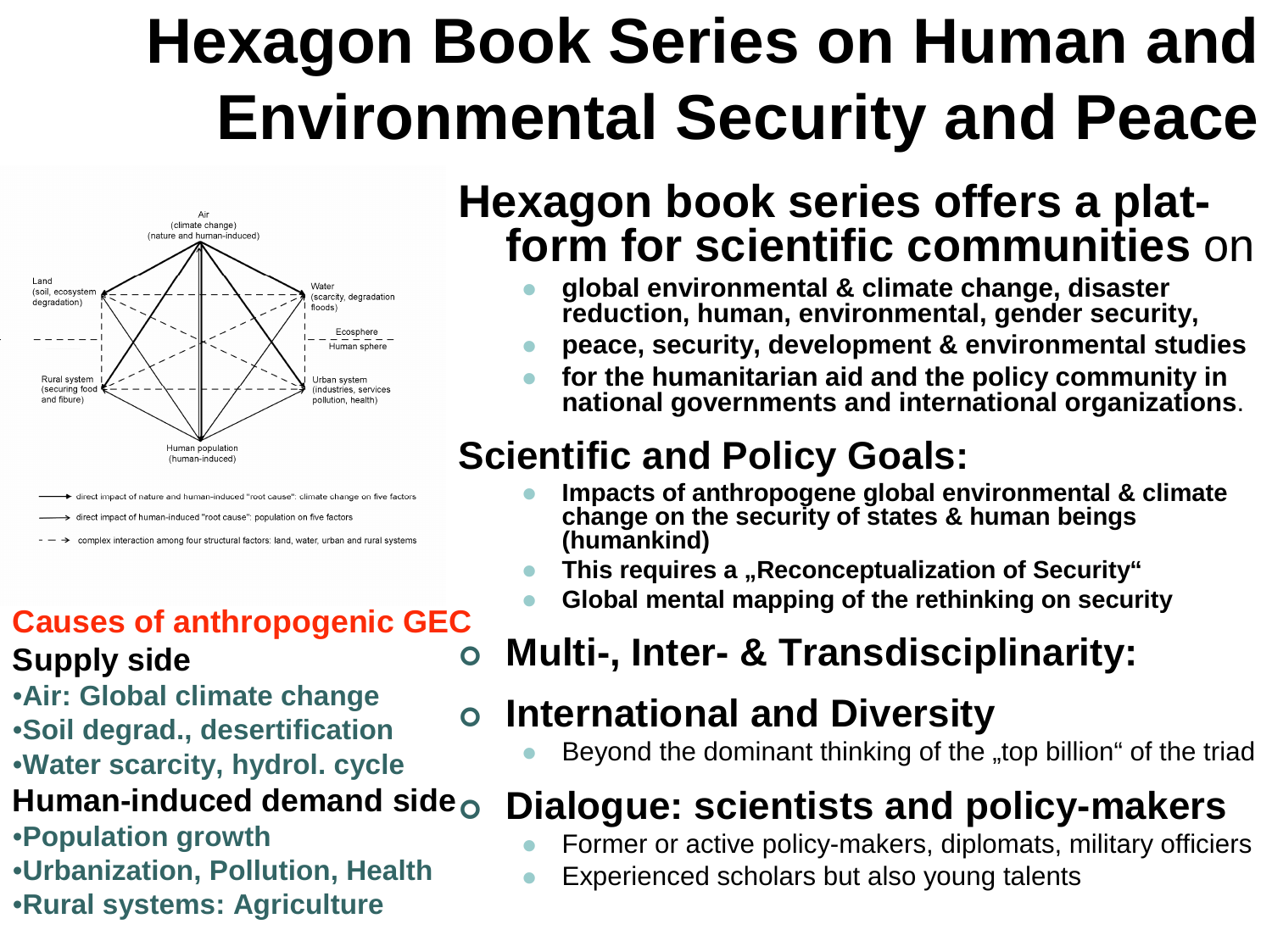# Hexagon Book Series on Human and Environmental Security and Peace

Air
(climate change)
(nature and human-induced)

Land
(soil, ecosystem degradation)

Water
(scarcity, degradation floods)

Ecosphere
Human sphere

Rural system
(securing food and fibure)

Urban system
(industries, services pollution, health)

Human population
(human-induced)

→ direct impact of nature and human-induced "root cause": climate change on five factors

→ direct impact of human-induced "root cause": population on five factors

- - → complex interaction among four structural factors: land, water, urban and rural systems

**Causes of anthropogenic GEC**

**Supply side**

- **Air: Global climate change**
- **Soil degrad., desertification**
- **Water scarcity, hydrol. cycle**

**Human-induced demand side**

- **Population growth**
- **Urbanization, Pollution, Health**
- **Rural systems: Agriculture**

## Hexagon book series offers a platform for scientific communities on

- **global environmental & climate change, disaster reduction, human, environmental, gender security,**
- **peace, security, development & environmental studies**
- **for the humanitarian aid and the policy community in national governments and international organizations**.

## Scientific and Policy Goals:

- **Impacts of anthropogene global environmental & climate change on the security of states & human beings (humankind)**
- **This requires a „Reconceptualization of Security“**
- **Global mental mapping of the rethinking on security**

## Multi-, Inter- & Transdisciplinarity:

## International and Diversity

- Beyond the dominant thinking of the „top billion“ of the triad

## Dialogue: scientists and policy-makers

- Former or active policy-makers, diplomats, military officiers
- Experienced scholars but also young talents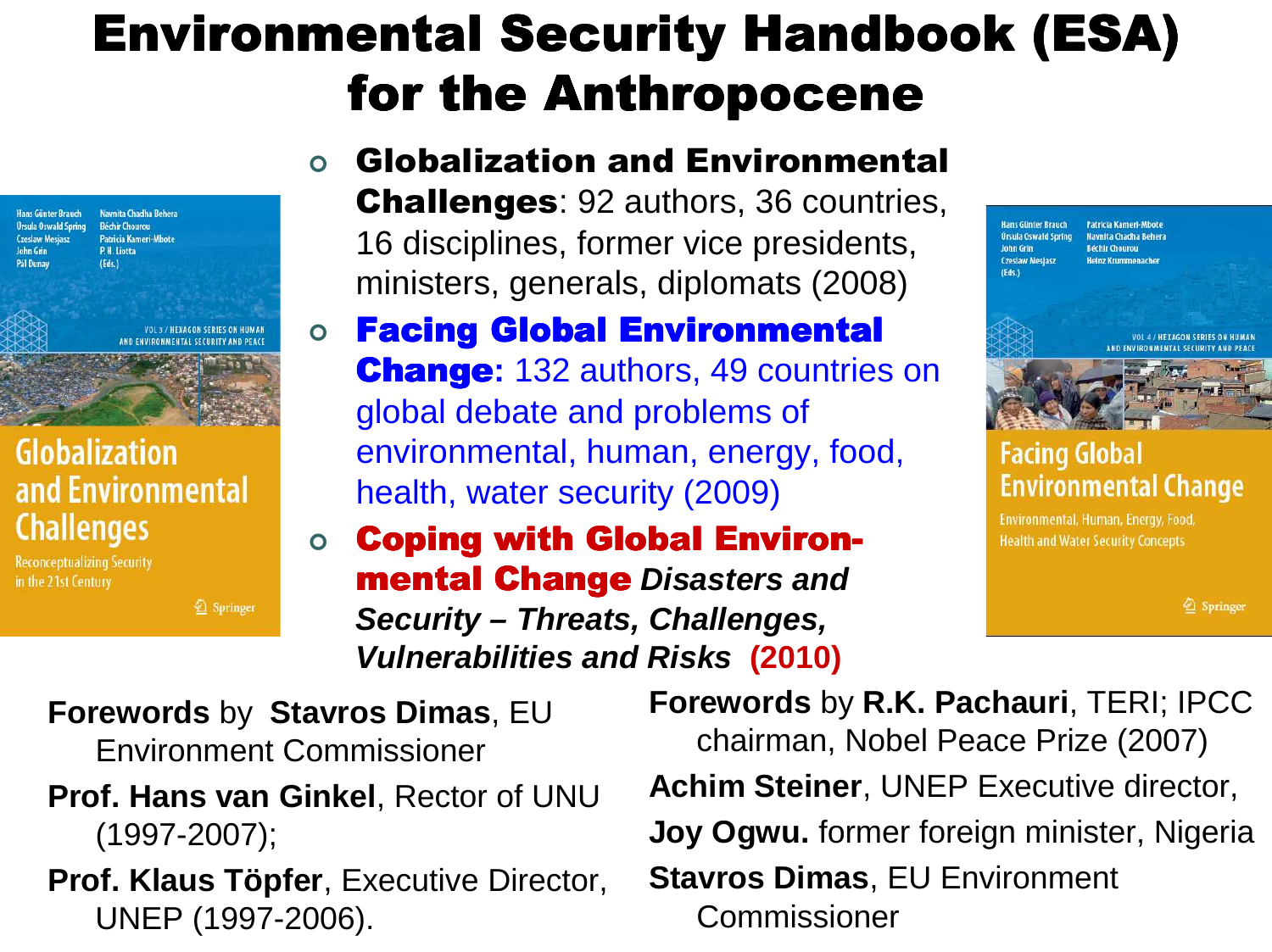# Environmental Security Handbook (ESA) for the Anthropocene

- **Globalization and Environmental Challenges**: 92 authors, 36 countries, 16 disciplines, former vice presidents, ministers, generals, diplomats (2008)
- **Facing Global Environmental Change:** 132 authors, 49 countries on global debate and problems of environmental, human, energy, food, health, water security (2009)
- **Coping with Global Environ-mental Change** ***Disasters and Security – Threats, Challenges, Vulnerabilities and Risks*** **(2010)**

**Forewords** by **Stavros Dimas**, EU Environment Commissioner

**Prof. Hans van Ginkel**, Rector of UNU (1997-2007);

**Prof. Klaus Töpfer**, Executive Director, UNEP (1997-2006).

**Forewords** by **R.K. Pachauri**, TERI; IPCC chairman, Nobel Peace Prize (2007)

**Achim Steiner**, UNEP Executive director,

**Joy Ogwu.** former foreign minister, Nigeria

**Stavros Dimas**, EU Environment Commissioner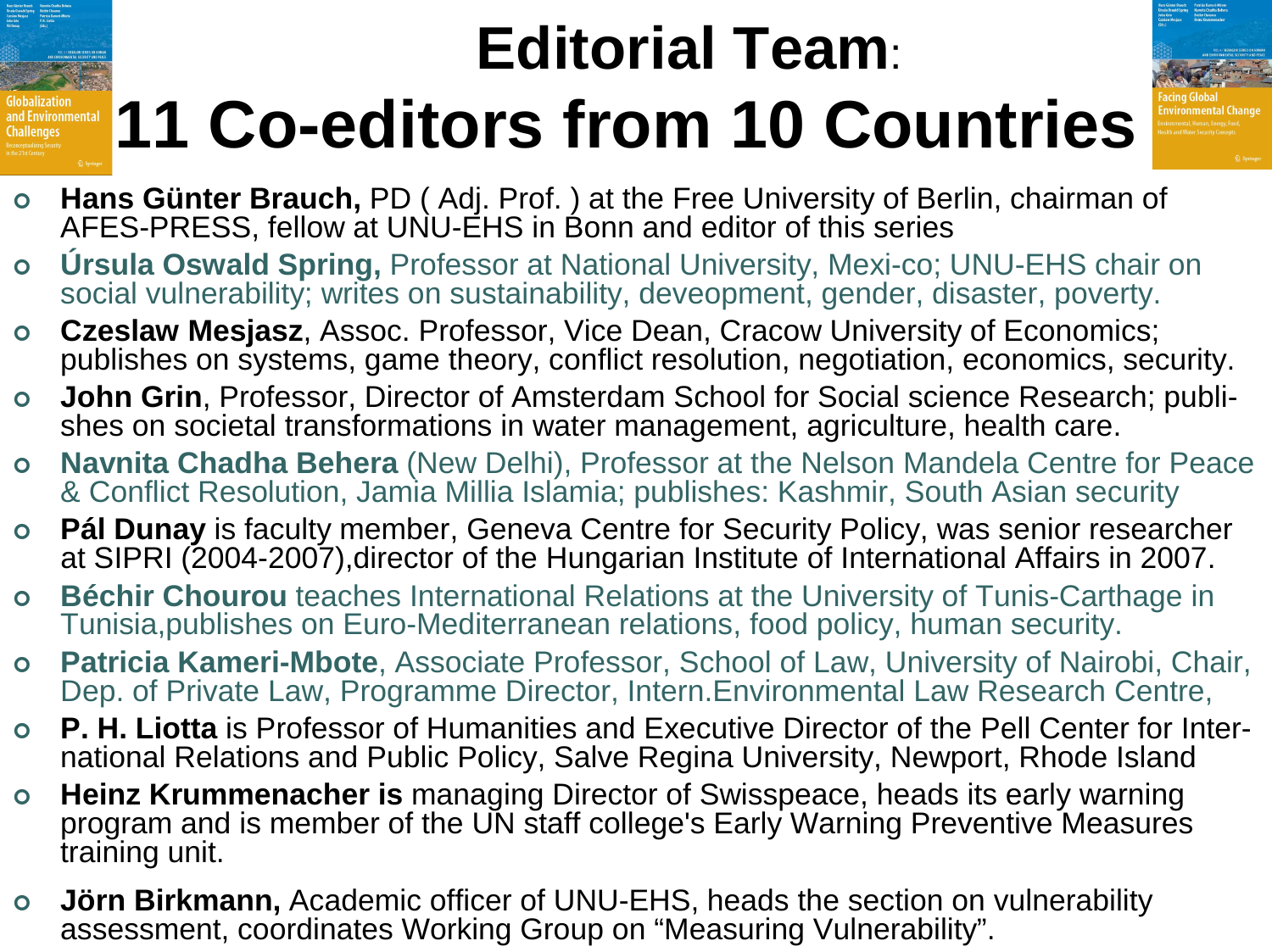# Editorial Team: 11 Co-editors from 10 Countries

- **Hans Günter Brauch,** PD ( Adj. Prof. ) at the Free University of Berlin, chairman of AFES-PRESS, fellow at UNU-EHS in Bonn and editor of this series
- **Úrsula Oswald Spring,** Professor at National University, Mexi-co; UNU-EHS chair on social vulnerability; writes on sustainability, deveopment, gender, disaster, poverty.
- **Czeslaw Mesjasz**, Assoc. Professor, Vice Dean, Cracow University of Economics; publishes on systems, game theory, conflict resolution, negotiation, economics, security.
- **John Grin**, Professor, Director of Amsterdam School for Social science Research; publi-shes on societal transformations in water management, agriculture, health care.
- **Navnita Chadha Behera** (New Delhi), Professor at the Nelson Mandela Centre for Peace & Conflict Resolution, Jamia Millia Islamia; publishes: Kashmir, South Asian security
- **Pál Dunay** is faculty member, Geneva Centre for Security Policy, was senior researcher at SIPRI (2004-2007),director of the Hungarian Institute of International Affairs in 2007.
- **Béchir Chourou** teaches International Relations at the University of Tunis-Carthage in Tunisia,publishes on Euro-Mediterranean relations, food policy, human security.
- **Patricia Kameri-Mbote**, Associate Professor, School of Law, University of Nairobi, Chair, Dep. of Private Law, Programme Director, Intern.Environmental Law Research Centre,
- **P. H. Liotta** is Professor of Humanities and Executive Director of the Pell Center for Inter-national Relations and Public Policy, Salve Regina University, Newport, Rhode Island
- **Heinz Krummenacher is** managing Director of Swisspeace, heads its early warning program and is member of the UN staff college's Early Warning Preventive Measures training unit.
- **Jörn Birkmann,** Academic officer of UNU-EHS, heads the section on vulnerability assessment, coordinates Working Group on “Measuring Vulnerability”.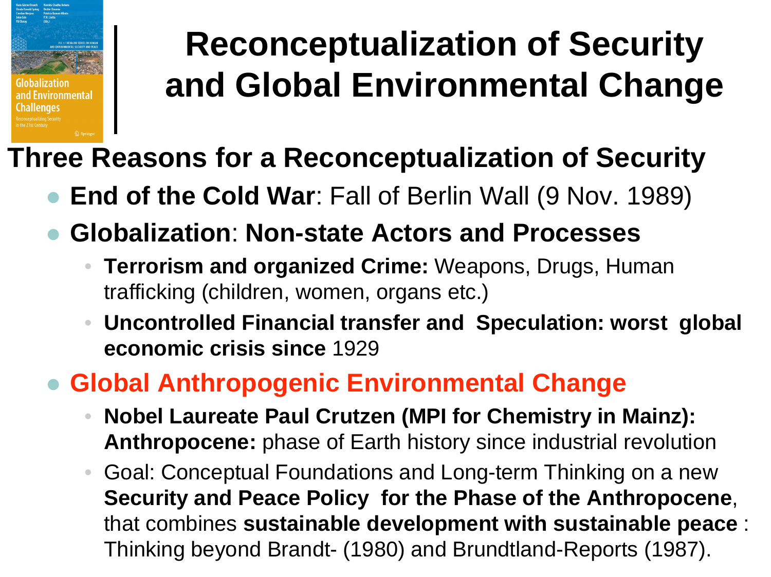# Reconceptualization of Security and Global Environmental Change

## Three Reasons for a Reconceptualization of Security

- **End of the Cold War**: Fall of Berlin Wall (9 Nov. 1989)
- **Globalization**: **Non-state Actors and Processes**
  - **Terrorism and organized Crime:** Weapons, Drugs, Human trafficking (children, women, organs etc.)
  - **Uncontrolled Financial transfer and Speculation: worst global economic crisis since** 1929
- **Global Anthropogenic Environmental Change**
  - **Nobel Laureate Paul Crutzen (MPI for Chemistry in Mainz): Anthropocene:** phase of Earth history since industrial revolution
  - Goal: Conceptual Foundations and Long-term Thinking on a new **Security and Peace Policy for the Phase of the Anthropocene**, that combines **sustainable development with sustainable peace** : Thinking beyond Brandt- (1980) and Brundtland-Reports (1987).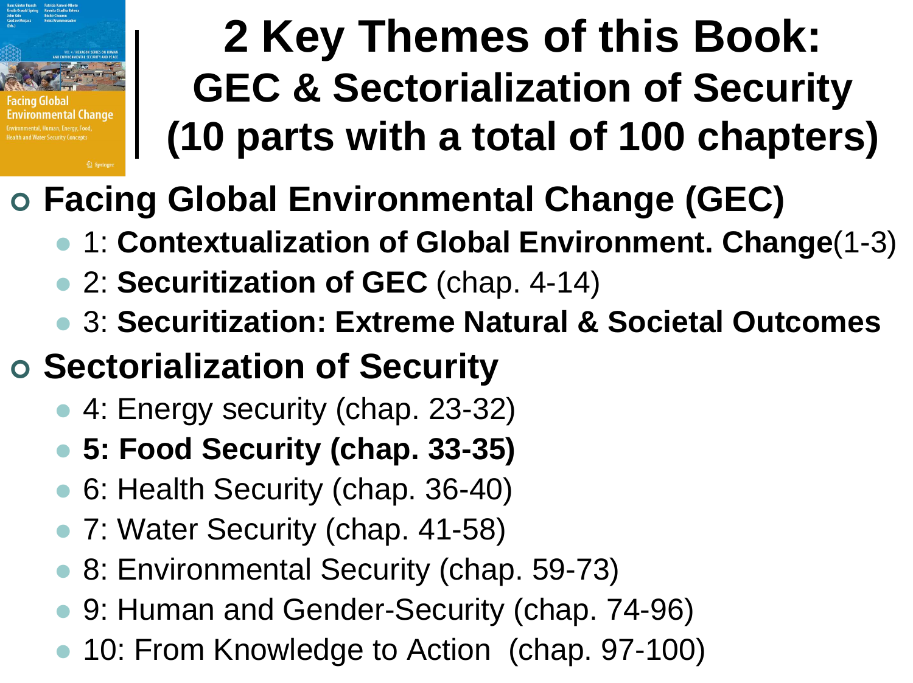# 2 Key Themes of this Book: GEC & Sectorialization of Security (10 parts with a total of 100 chapters)

- **Facing Global Environmental Change (GEC)**
  - 1: **Contextualization of Global Environment. Change**(1-3)
  - 2: **Securitization of GEC** (chap. 4-14)
  - 3: **Securitization: Extreme Natural & Societal Outcomes**
- **Sectorialization of Security**
  - 4: Energy security (chap. 23-32)
  - **5: Food Security (chap. 33-35)**
  - 6: Health Security (chap. 36-40)
  - 7: Water Security (chap. 41-58)
  - 8: Environmental Security (chap. 59-73)
  - 9: Human and Gender-Security (chap. 74-96)
  - 10: From Knowledge to Action (chap. 97-100)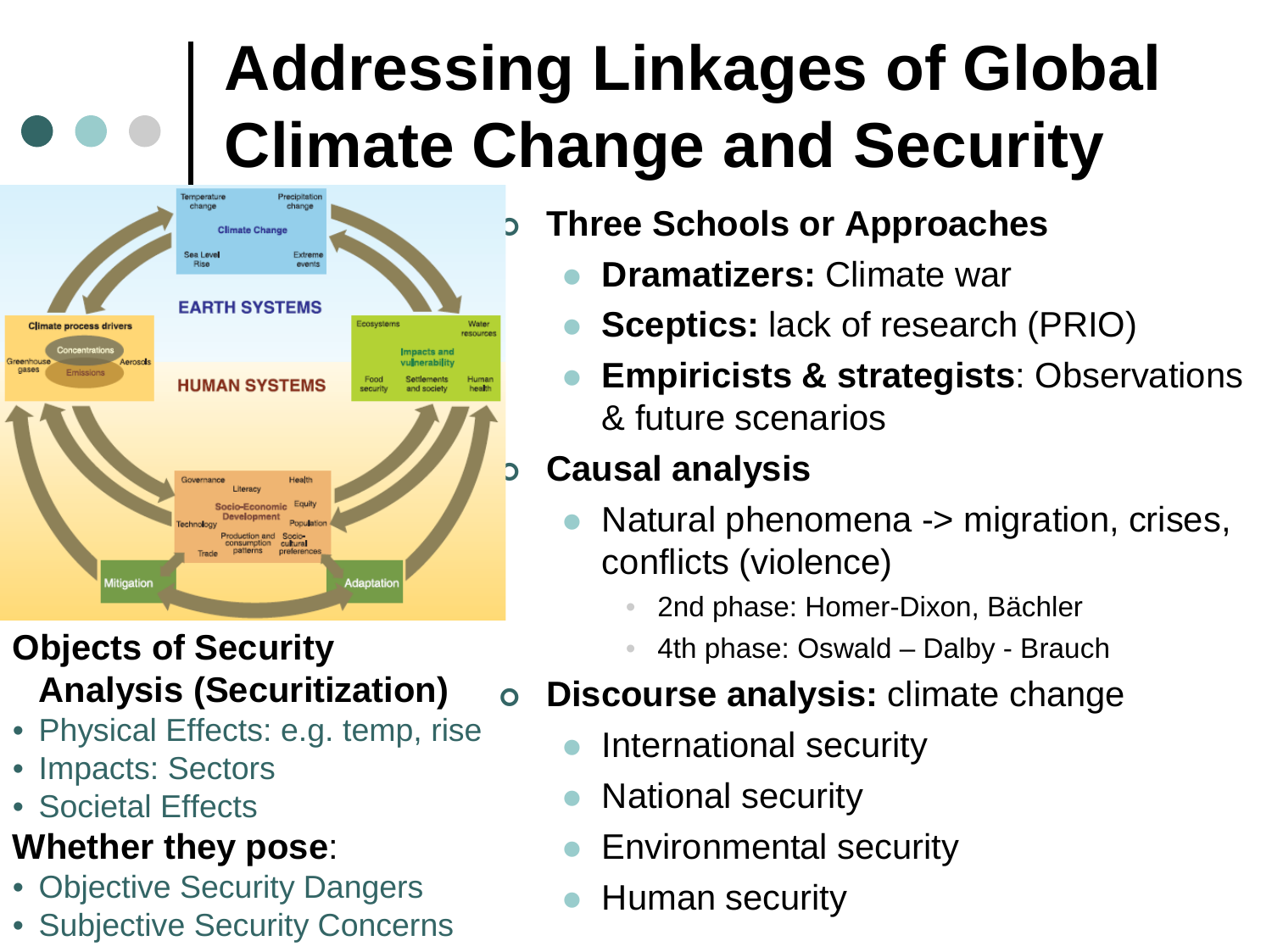# Addressing Linkages of Global Climate Change and Security

- **Three Schools or Approaches**
  - **Dramatizers:** Climate war
  - **Sceptics:** lack of research (PRIO)
  - **Empiricists & strategists**: Observations & future scenarios
- **Causal analysis**
  - Natural phenomena -> migration, crises, conflicts (violence)
    - 2nd phase: Homer-Dixon, Bächler
    - 4th phase: Oswald – Dalby - Brauch
- **Discourse analysis:** climate change
  - International security
  - National security
  - Environmental security
  - Human security

**Objects of Security Analysis (Securitization)**

- Physical Effects: e.g. temp, rise
- Impacts: Sectors
- Societal Effects

**Whether they pose**:

- Objective Security Dangers
- Subjective Security Concerns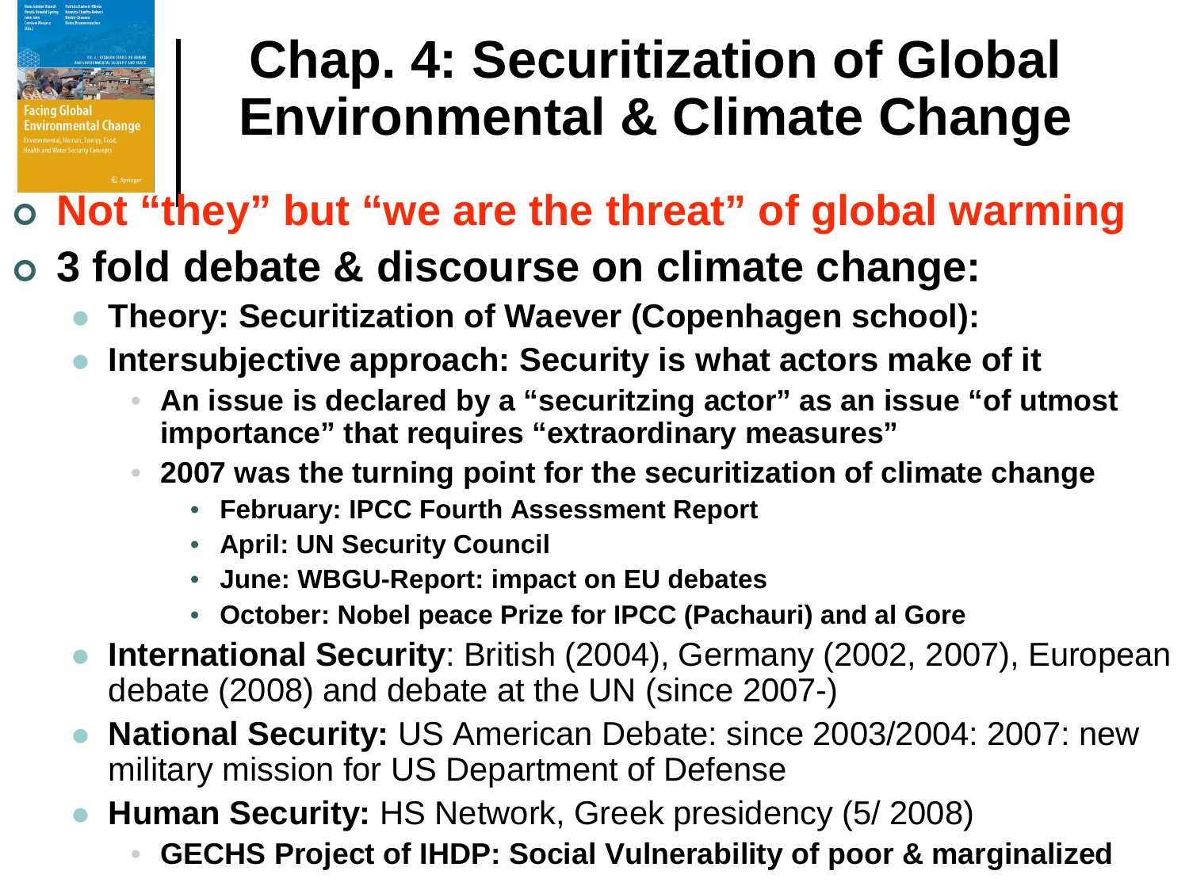# Chap. 4: Securitization of Global Environmental & Climate Change

- **Not "they" but "we are the threat" of global warming**
- **3 fold debate & discourse on climate change:**
  - **Theory: Securitization of Waever (Copenhagen school):**
  - **Intersubjective approach: Security is what actors make of it**
    - **An issue is declared by a "securitzing actor" as an issue "of utmost importance" that requires "extraordinary measures"**
    - **2007 was the turning point for the securitization of climate change**
      - **February: IPCC Fourth Assessment Report**
      - **April: UN Security Council**
      - **June: WBGU-Report: impact on EU debates**
      - **October: Nobel peace Prize for IPCC (Pachauri) and al Gore**
  - **International Security**: British (2004), Germany (2002, 2007), European debate (2008) and debate at the UN (since 2007-)
  - **National Security:** US American Debate: since 2003/2004: 2007: new military mission for US Department of Defense
  - **Human Security:** HS Network, Greek presidency (5/ 2008)
    - **GECHS Project of IHDP: Social Vulnerability of poor & marginalized**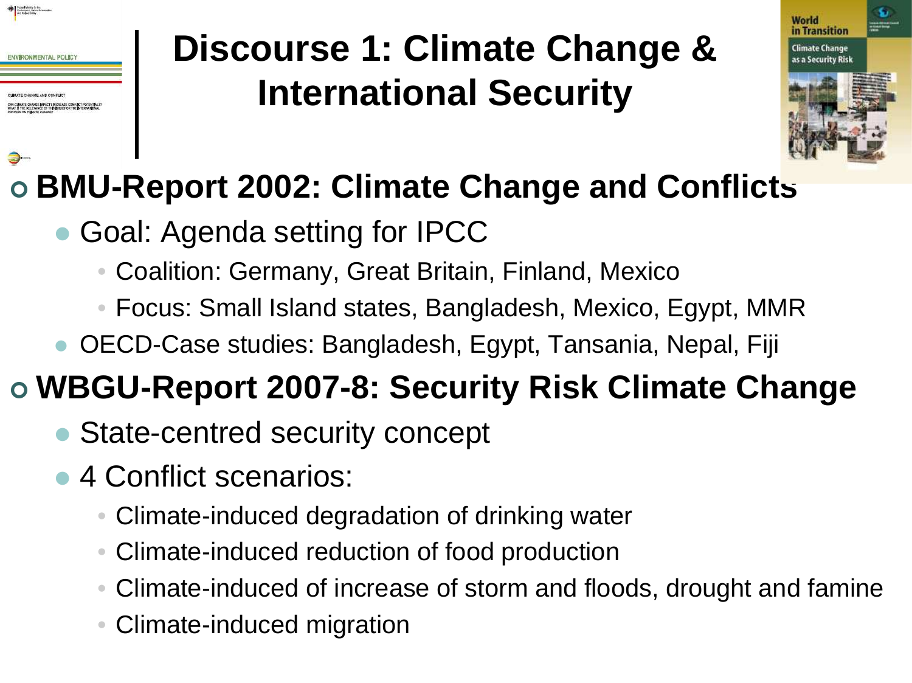# Discourse 1: Climate Change & International Security

- **BMU-Report 2002: Climate Change and Conflicts**
  - Goal: Agenda setting for IPCC
    - Coalition: Germany, Great Britain, Finland, Mexico
    - Focus: Small Island states, Bangladesh, Mexico, Egypt, MMR
  - OECD-Case studies: Bangladesh, Egypt, Tansania, Nepal, Fiji
- **WBGU-Report 2007-8: Security Risk Climate Change**
  - State-centred security concept
  - 4 Conflict scenarios:
    - Climate-induced degradation of drinking water
    - Climate-induced reduction of food production
    - Climate-induced of increase of storm and floods, drought and famine
    - Climate-induced migration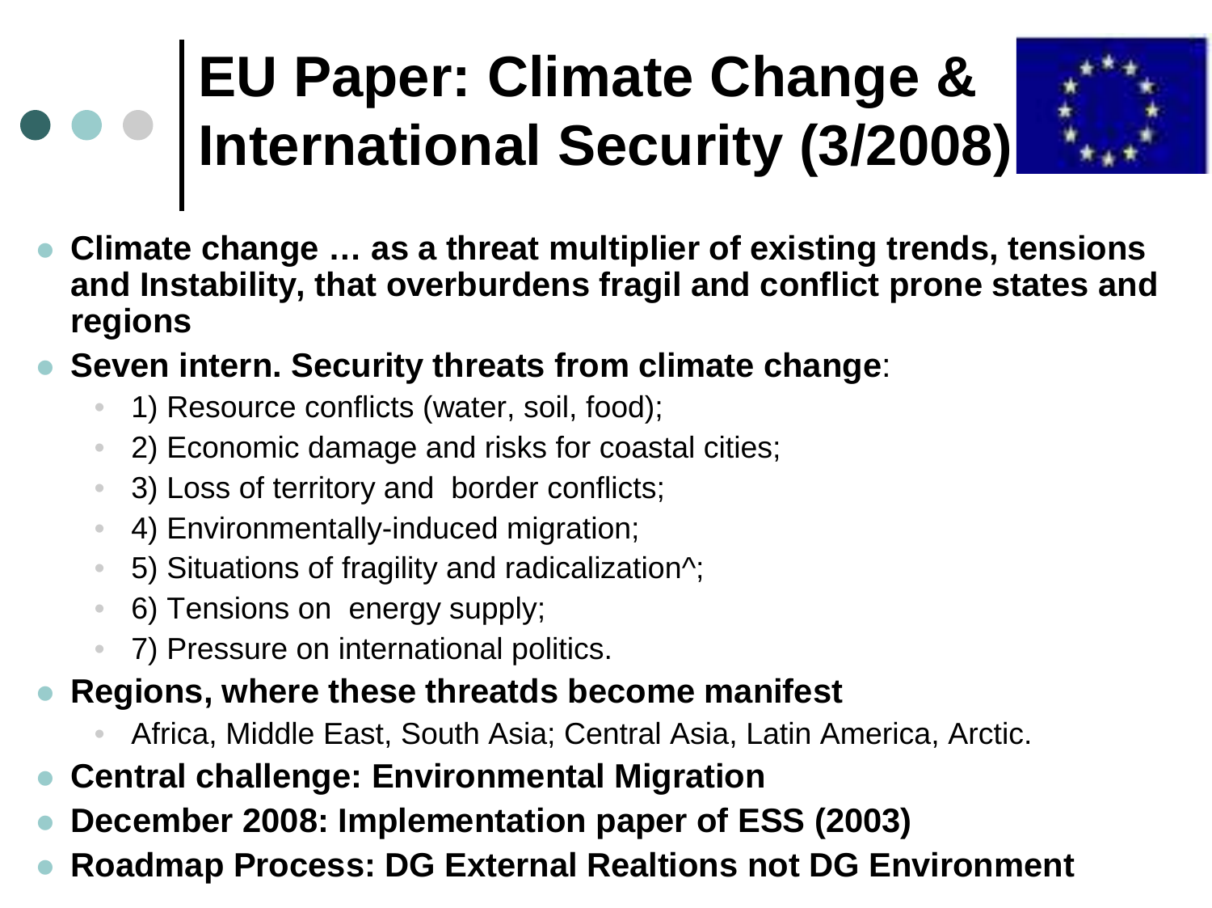# EU Paper: Climate Change & International Security (3/2008)

- **Climate change … as a threat multiplier of existing trends, tensions and Instability, that overburdens fragil and conflict prone states and regions**
- **Seven intern. Security threats from climate change**:
  - 1) Resource conflicts (water, soil, food);
  - 2) Economic damage and risks for coastal cities;
  - 3) Loss of territory and border conflicts;
  - 4) Environmentally-induced migration;
  - 5) Situations of fragility and radicalization^;
  - 6) Tensions on energy supply;
  - 7) Pressure on international politics.
- **Regions, where these threatds become manifest**
  - Africa, Middle East, South Asia; Central Asia, Latin America, Arctic.
- **Central challenge: Environmental Migration**
- **December 2008: Implementation paper of ESS (2003)**
- **Roadmap Process: DG External Realtions not DG Environment**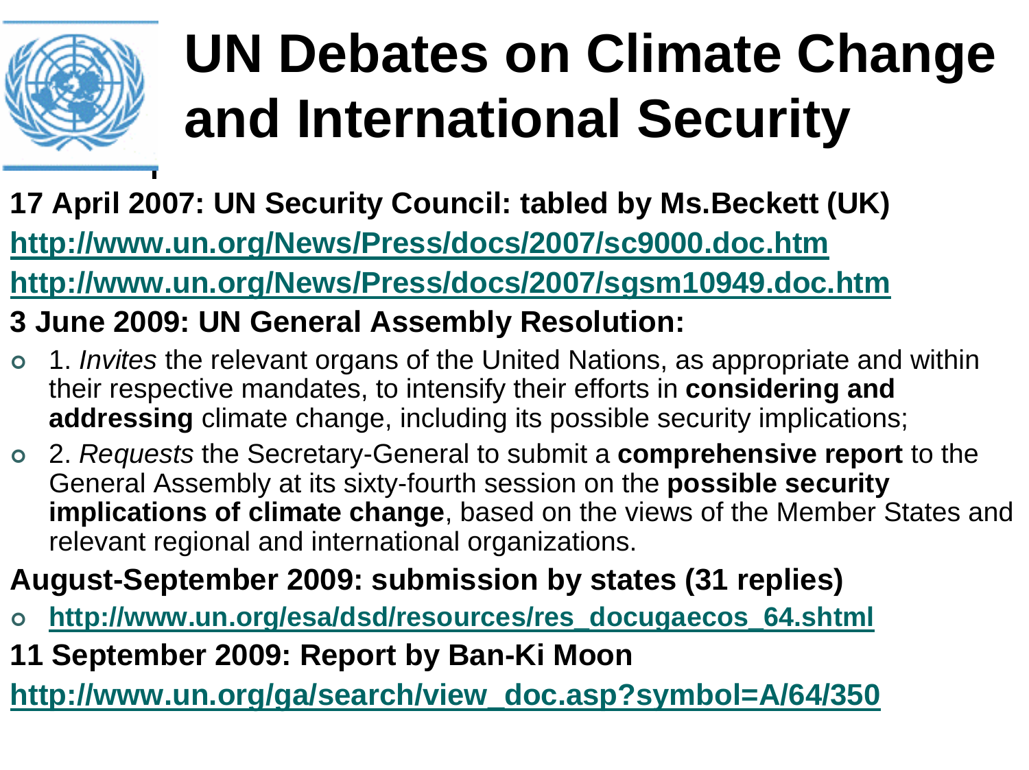# UN Debates on Climate Change and International Security

**17 April 2007: UN Security Council: tabled by Ms.Beckett (UK)**

**http://www.un.org/News/Press/docs/2007/sc9000.doc.htm**

**http://www.un.org/News/Press/docs/2007/sgsm10949.doc.htm**

**3 June 2009: UN General Assembly Resolution:**

- 1. *Invites* the relevant organs of the United Nations, as appropriate and within their respective mandates, to intensify their efforts in **considering and addressing** climate change, including its possible security implications;
- 2. *Requests* the Secretary-General to submit a **comprehensive report** to the General Assembly at its sixty-fourth session on the **possible security implications of climate change**, based on the views of the Member States and relevant regional and international organizations.

**August-September 2009: submission by states (31 replies)**

- **http://www.un.org/esa/dsd/resources/res_docugaecos_64.shtml**

**11 September 2009: Report by Ban-Ki Moon**

**http://www.un.org/ga/search/view_doc.asp?symbol=A/64/350**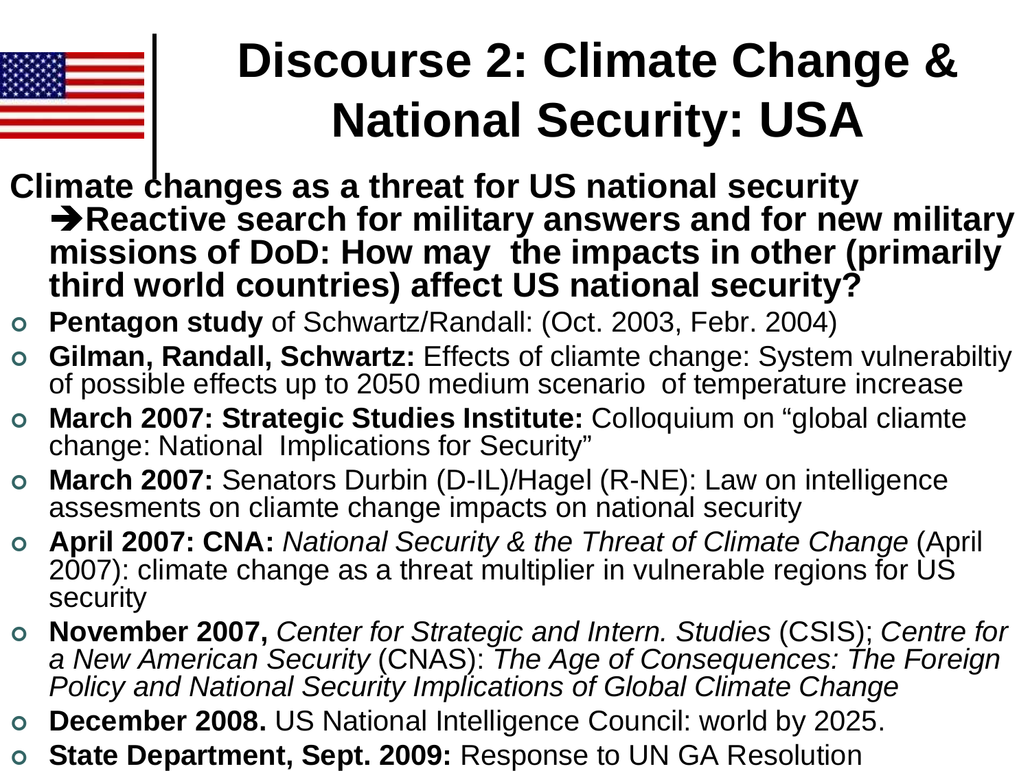# Discourse 2: Climate Change & National Security: USA

**Climate changes as a threat for US national security**
**➔Reactive search for military answers and for new military missions of DoD: How may the impacts in other (primarily third world countries) affect US national security?**

- **Pentagon study** of Schwartz/Randall: (Oct. 2003, Febr. 2004)
- **Gilman, Randall, Schwartz:** Effects of cliamte change: System vulnerabiltiy of possible effects up to 2050 medium scenario of temperature increase
- **March 2007: Strategic Studies Institute:** Colloquium on “global cliamte change: National Implications for Security”
- **March 2007:** Senators Durbin (D-IL)/Hagel (R-NE): Law on intelligence assesments on cliamte change impacts on national security
- **April 2007: CNA:** *National Security & the Threat of Climate Change* (April 2007): climate change as a threat multiplier in vulnerable regions for US security
- **November 2007,** *Center for Strategic and Intern. Studies* (CSIS); *Centre for a New American Security* (CNAS): *The Age of Consequences: The Foreign Policy and National Security Implications of Global Climate Change*
- **December 2008.** US National Intelligence Council: world by 2025.
- **State Department, Sept. 2009:** Response to UN GA Resolution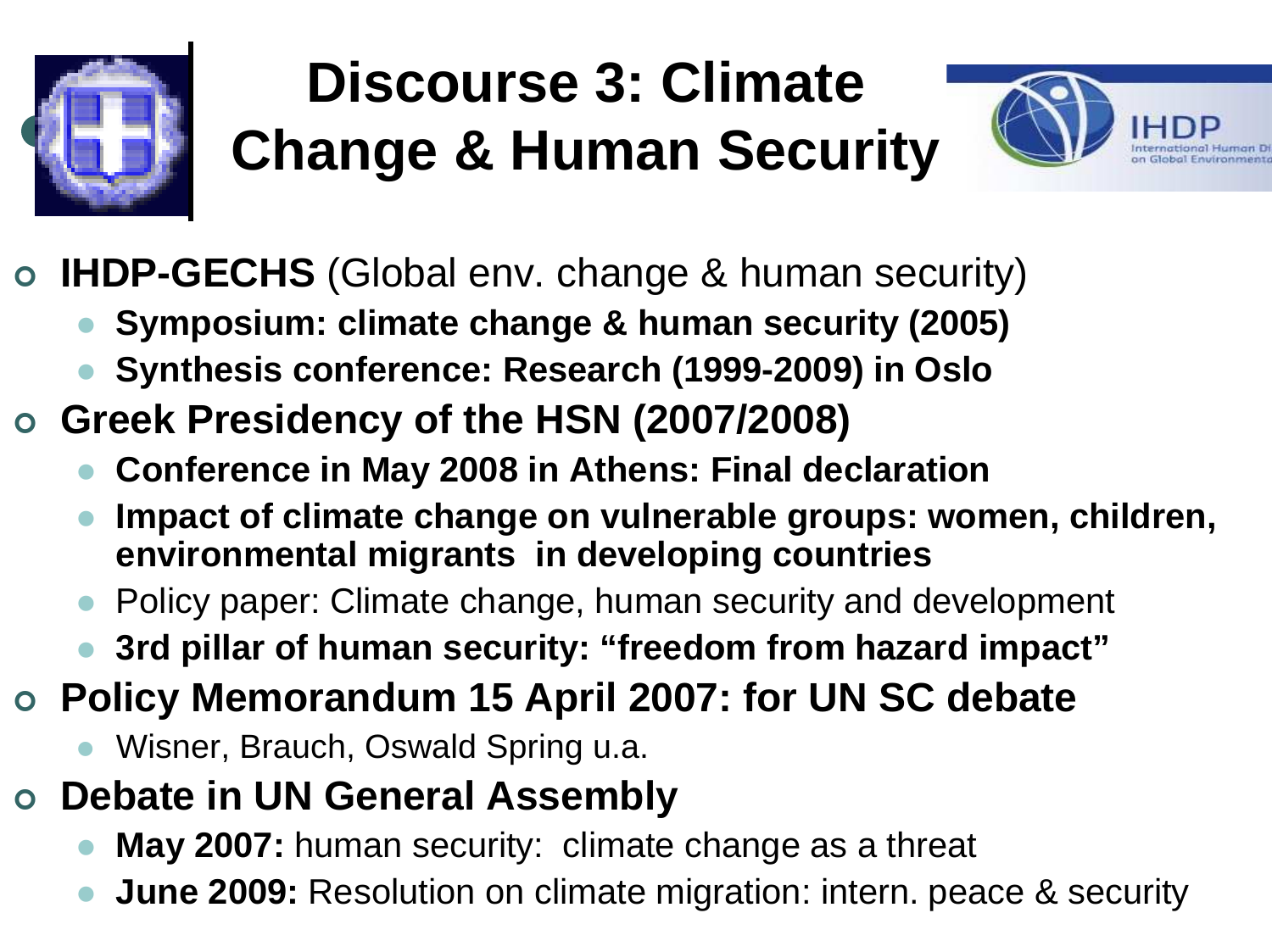# Discourse 3: Climate Change & Human Security

- **IHDP-GECHS** (Global env. change & human security)
  - **Symposium: climate change & human security (2005)**
  - **Synthesis conference: Research (1999-2009) in Oslo**
- **Greek Presidency of the HSN (2007/2008)**
  - **Conference in May 2008 in Athens: Final declaration**
  - **Impact of climate change on vulnerable groups: women, children, environmental migrants in developing countries**
  - Policy paper: Climate change, human security and development
  - **3rd pillar of human security: "freedom from hazard impact"**
- **Policy Memorandum 15 April 2007: for UN SC debate**
  - Wisner, Brauch, Oswald Spring u.a.
- **Debate in UN General Assembly**
  - **May 2007:** human security: climate change as a threat
  - **June 2009:** Resolution on climate migration: intern. peace & security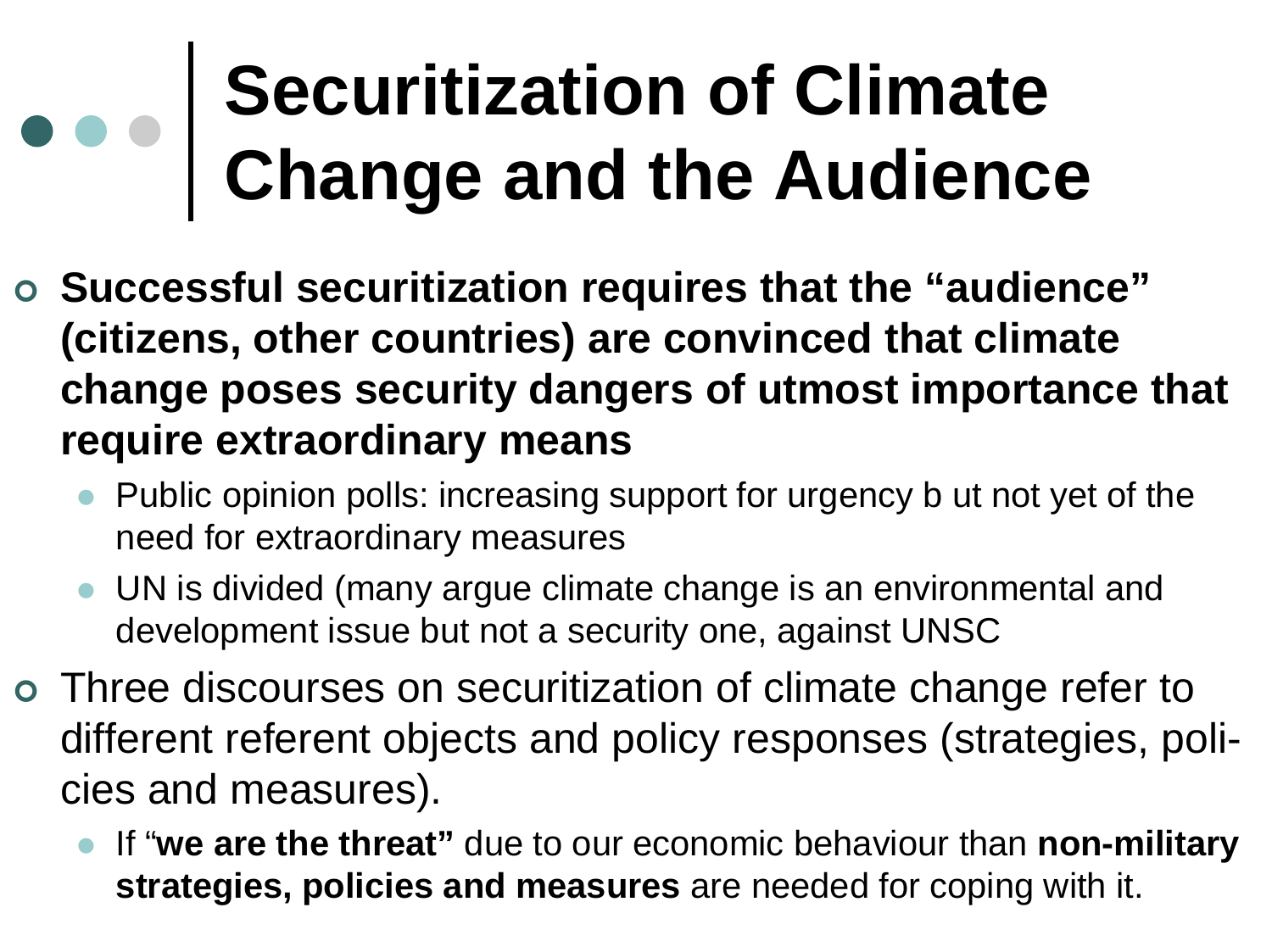# Securitization of Climate Change and the Audience

- **Successful securitization requires that the "audience" (citizens, other countries) are convinced that climate change poses security dangers of utmost importance that require extraordinary means**
  - Public opinion polls: increasing support for urgency b ut not yet of the need for extraordinary measures
  - UN is divided (many argue climate change is an environmental and development issue but not a security one, against UNSC
- Three discourses on securitization of climate change refer to different referent objects and policy responses (strategies, poli-cies and measures).
  - If "**we are the threat"** due to our economic behaviour than **non-military strategies, policies and measures** are needed for coping with it.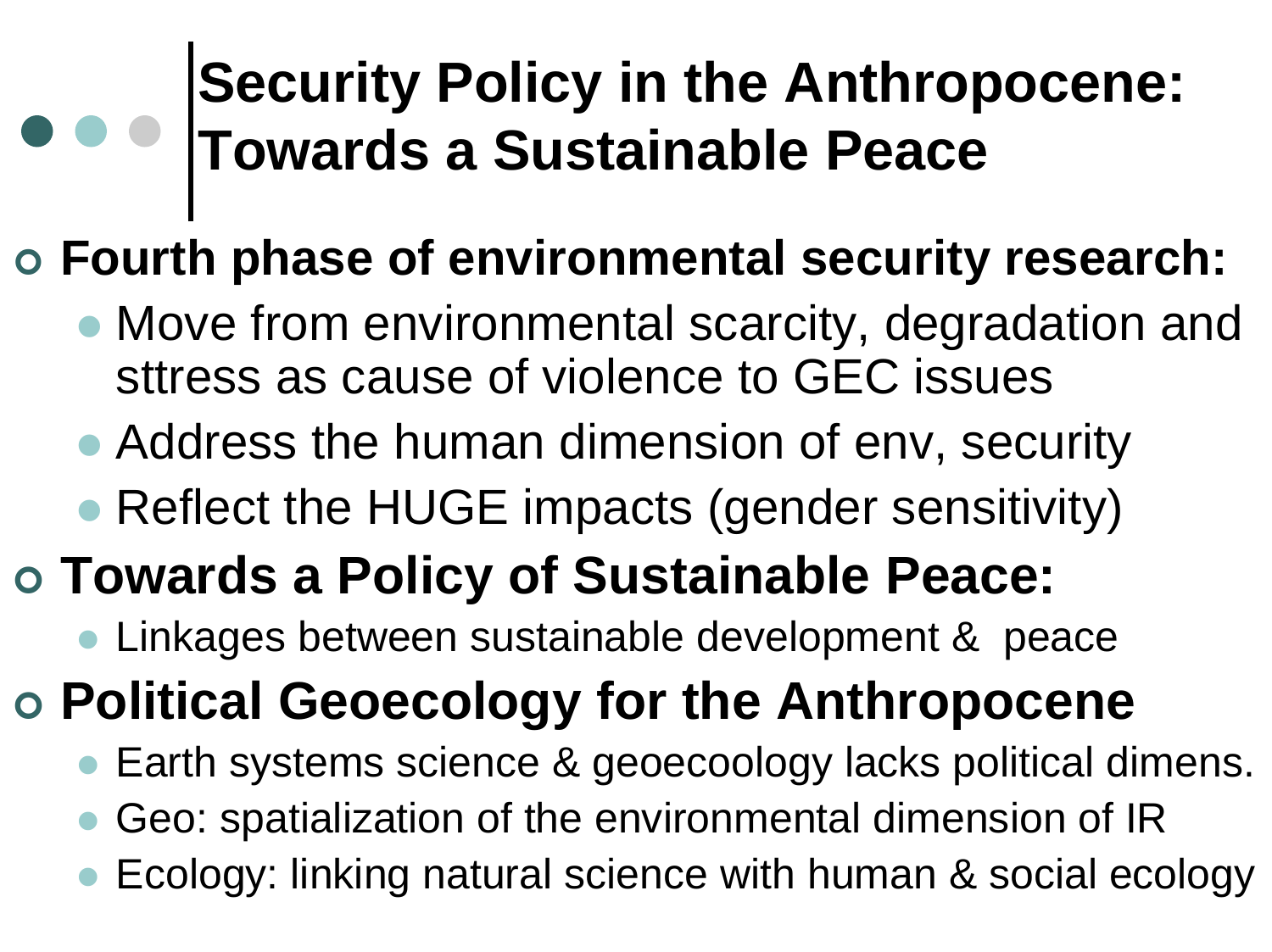# Security Policy in the Anthropocene: Towards a Sustainable Peace

- **Fourth phase of environmental security research:**
  - Move from environmental scarcity, degradation and sttress as cause of violence to GEC issues
  - Address the human dimension of env, security
  - Reflect the HUGE impacts (gender sensitivity)
- **Towards a Policy of Sustainable Peace:**
  - Linkages between sustainable development & peace
- **Political Geoecology for the Anthropocene**
  - Earth systems science & geoecoology lacks political dimens.
  - Geo: spatialization of the environmental dimension of IR
  - Ecology: linking natural science with human & social ecology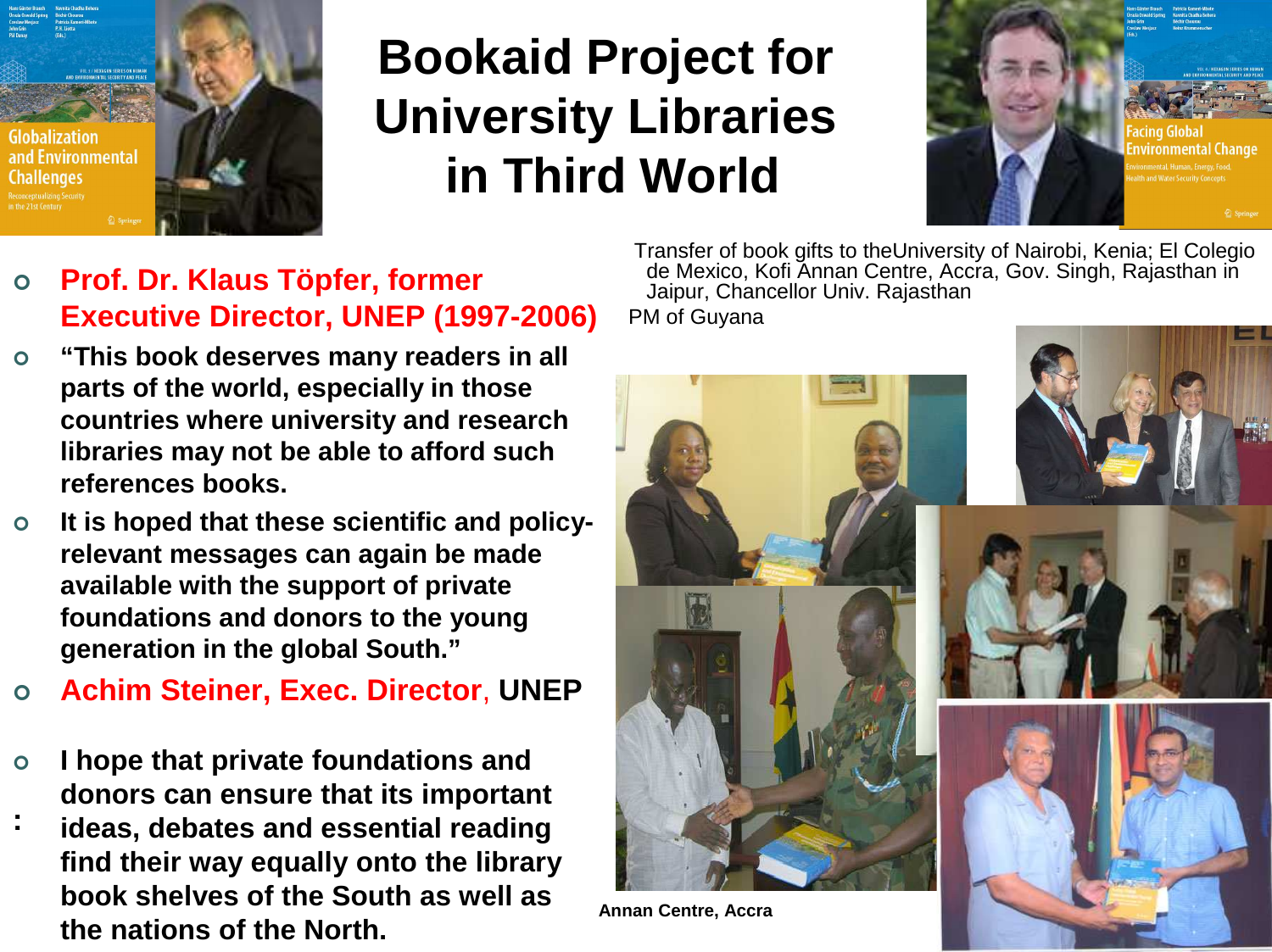# Bookaid Project for University Libraries in Third World

- **Prof. Dr. Klaus Töpfer, former Executive Director, UNEP (1997-2006)**
- **"This book deserves many readers in all parts of the world, especially in those countries where university and research libraries may not be able to afford such references books.**
- **It is hoped that these scientific and policy-relevant messages can again be made available with the support of private foundations and donors to the young generation in the global South."**
- **Achim Steiner, Exec. Director, UNEP**
- **I hope that private foundations and donors can ensure that its important ideas, debates and essential reading find their way equally onto the library book shelves of the South as well as the nations of the North.**

Transfer of book gifts to theUniversity of Nairobi, Kenia; El Colegio de Mexico, Kofi Annan Centre, Accra, Gov. Singh, Rajasthan in Jaipur, Chancellor Univ. Rajasthan

PM of Guyana

**Annan Centre, Accra**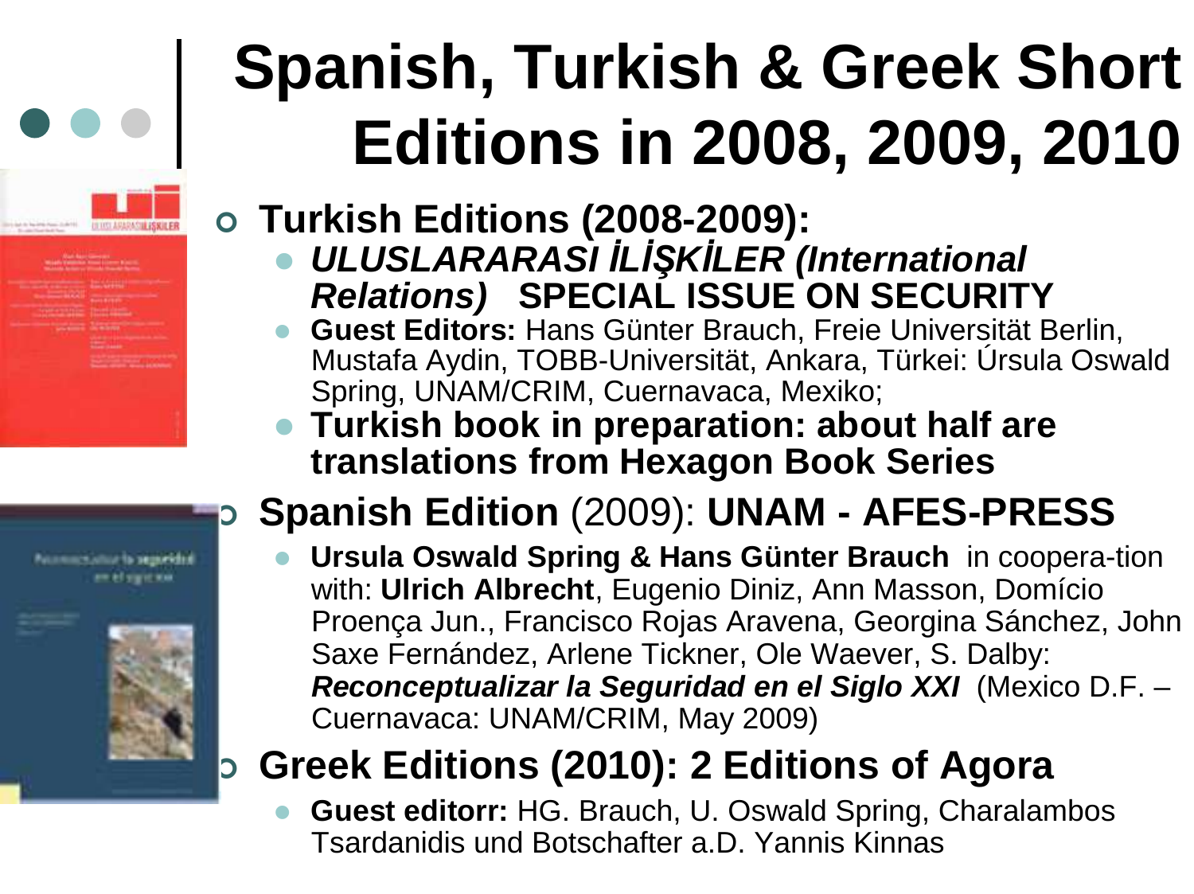# Spanish, Turkish & Greek Short Editions in 2008, 2009, 2010

- **Turkish Editions (2008-2009):**
  - ***ULUSLARARASI İLİŞKİLER (International Relations)*** **SPECIAL ISSUE ON SECURITY**
  - **Guest Editors:** Hans Günter Brauch, Freie Universität Berlin, Mustafa Aydin, TOBB-Universität, Ankara, Türkei: Úrsula Oswald Spring, UNAM/CRIM, Cuernavaca, Mexiko;
  - **Turkish book in preparation: about half are translations from Hexagon Book Series**
- **Spanish Edition** (2009): **UNAM - AFES-PRESS**
  - **Ursula Oswald Spring & Hans Günter Brauch** in coopera-tion with: **Ulrich Albrecht**, Eugenio Diniz, Ann Masson, Domício Proença Jun., Francisco Rojas Aravena, Georgina Sánchez, John Saxe Fernández, Arlene Tickner, Ole Waever, S. Dalby: ***Reconceptualizar la Seguridad en el Siglo XXI*** (Mexico D.F. – Cuernavaca: UNAM/CRIM, May 2009)
- **Greek Editions (2010): 2 Editions of Agora**
  - **Guest editorr:** HG. Brauch, U. Oswald Spring, Charalambos Tsardanidis und Botschafter a.D. Yannis Kinnas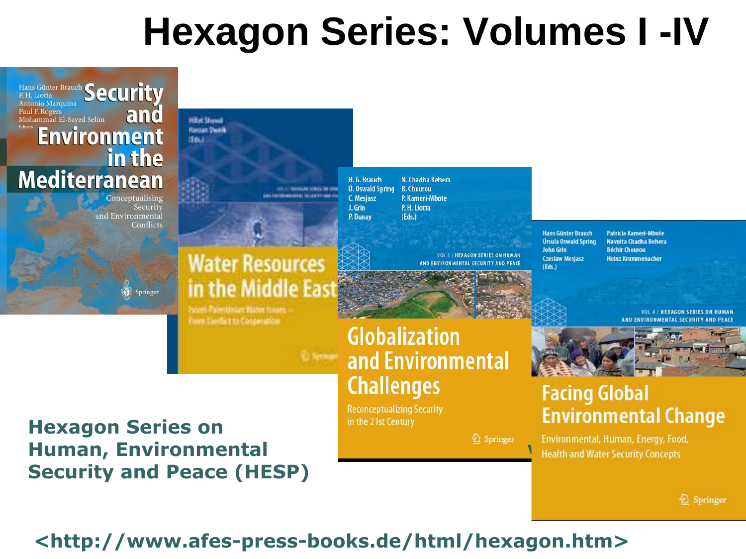# Hexagon Series: Volumes I -IV

Hans Günter Brauch
P. H. Liotta
Antonio Marquina
Paul F. Rogers
Mohammad El-Sayed Selim
Editors

**Security and Environment in the Mediterranean**

Conceptualising Security and Environmental Conflicts

Springer

Hillel Shuval
Hassan Dweik
(Eds.)

**Water Resources in the Middle East**

Israeli-Palestinian Water Issues – From Conflict to Cooperation

Springer

H. G. Brauch, Ú. Oswald Spring, C. Mesjasz, J. Grin, P. Dunay, N. Chadha Behera, B. Chourou, P. Kameri-Mbote, P. H. Liotta (Eds.)

VOL 3 / HEXAGON SERIES ON HUMAN AND ENVIRONMENTAL SECURITY AND PEACE

**Globalization and Environmental Challenges**

Reconceptualizing Security in the 21st Century

Springer

Hans Günter Brauch, Úrsula Oswald Spring, John Grin, Czeslaw Mesjasz, Patricia Kameri-Mbote, Navnita Chadha Behera, Béchir Chourou, Heinz Krummenacher (Eds.)

VOL 4 / HEXAGON SERIES ON HUMAN AND ENVIRONMENTAL SECURITY AND PEACE

**Facing Global Environmental Change**

Environmental, Human, Energy, Food, Health and Water Security Concepts

Springer

**Hexagon Series on Human, Environmental Security and Peace (HESP)**

**<http://www.afes-press-books.de/html/hexagon.htm>**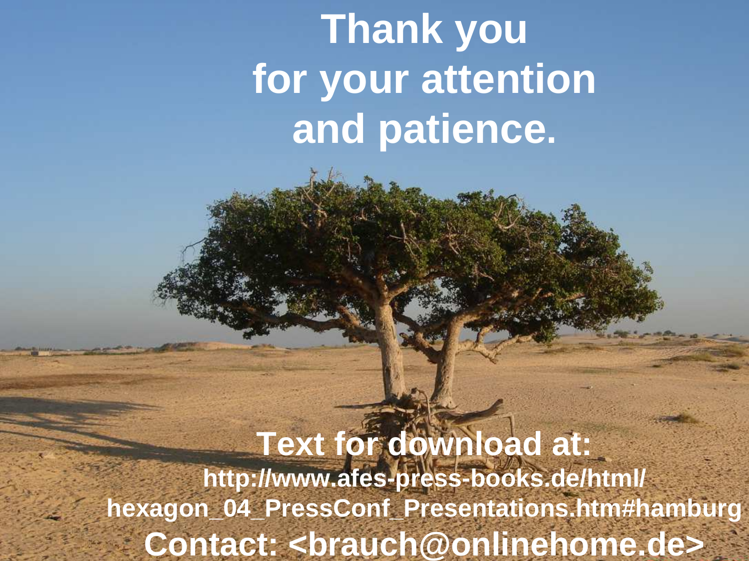# Thank you for your attention and patience.

**Text for download at:**

**http://www.afes-press-books.de/html/hexagon_04_PressConf_Presentations.htm#hamburg**

**Contact: <brauch@onlinehome.de>**